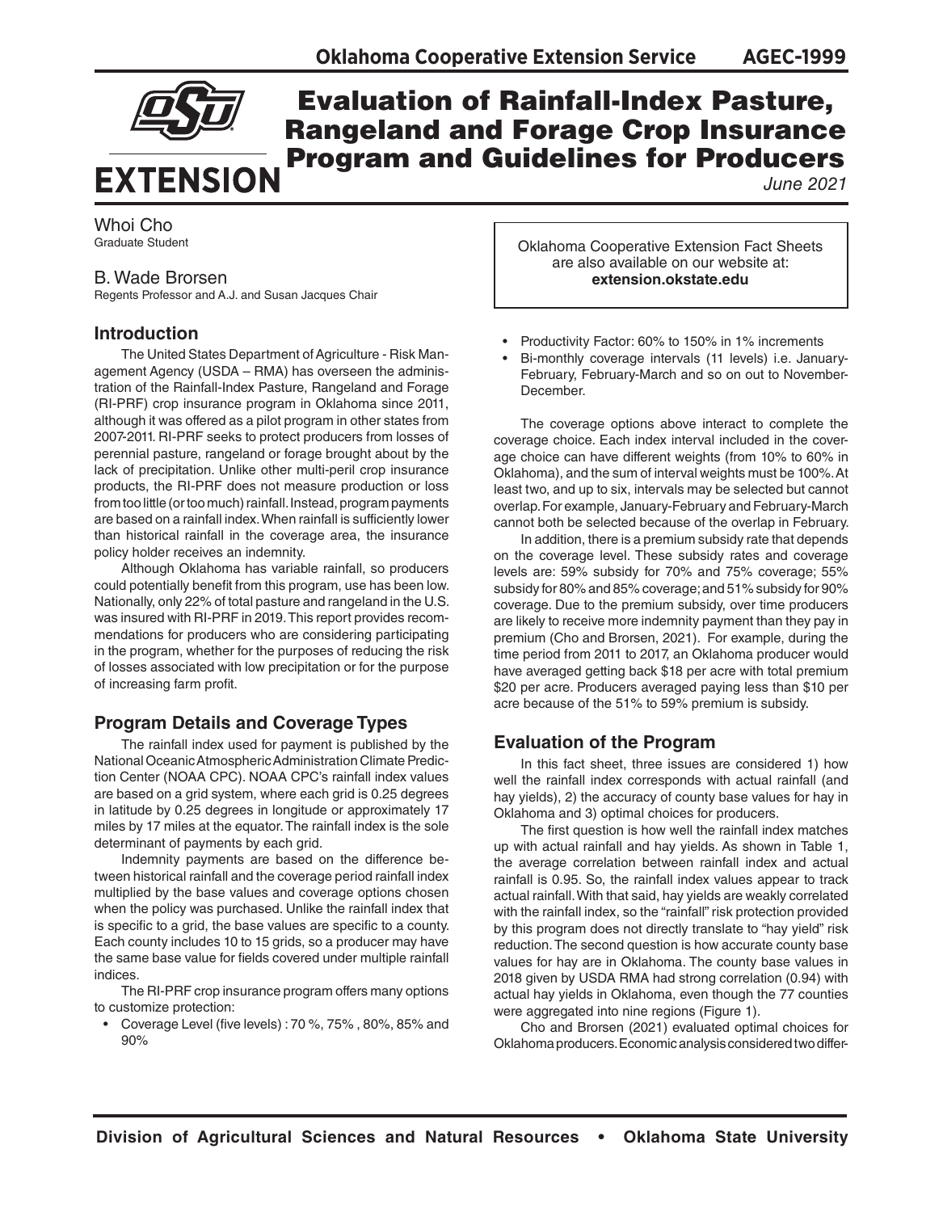# Evaluation of Rainfall-Index Pasture, Rangeland and Forage Crop Insurance Program and Guidelines for Producers

*June 2021*

Whoi Cho
Graduate Student

B. Wade Brorsen
Regents Professor and A.J. and Susan Jacques Chair

Oklahoma Cooperative Extension Fact Sheets are also available on our website at: **extension.okstate.edu**

## Introduction

The United States Department of Agriculture - Risk Management Agency (USDA – RMA) has overseen the administration of the Rainfall-Index Pasture, Rangeland and Forage (RI-PRF) crop insurance program in Oklahoma since 2011, although it was offered as a pilot program in other states from 2007-2011. RI-PRF seeks to protect producers from losses of perennial pasture, rangeland or forage brought about by the lack of precipitation. Unlike other multi-peril crop insurance products, the RI-PRF does not measure production or loss from too little (or too much) rainfall. Instead, program payments are based on a rainfall index. When rainfall is sufficiently lower than historical rainfall in the coverage area, the insurance policy holder receives an indemnity.

Although Oklahoma has variable rainfall, so producers could potentially benefit from this program, use has been low. Nationally, only 22% of total pasture and rangeland in the U.S. was insured with RI-PRF in 2019. This report provides recommendations for producers who are considering participating in the program, whether for the purposes of reducing the risk of losses associated with low precipitation or for the purpose of increasing farm profit.

## Program Details and Coverage Types

The rainfall index used for payment is published by the National Oceanic Atmospheric Administration Climate Prediction Center (NOAA CPC). NOAA CPC's rainfall index values are based on a grid system, where each grid is 0.25 degrees in latitude by 0.25 degrees in longitude or approximately 17 miles by 17 miles at the equator. The rainfall index is the sole determinant of payments by each grid.

Indemnity payments are based on the difference between historical rainfall and the coverage period rainfall index multiplied by the base values and coverage options chosen when the policy was purchased. Unlike the rainfall index that is specific to a grid, the base values are specific to a county. Each county includes 10 to 15 grids, so a producer may have the same base value for fields covered under multiple rainfall indices.

The RI-PRF crop insurance program offers many options to customize protection:

- Coverage Level (five levels) : 70 %, 75% , 80%, 85% and 90%
- Productivity Factor: 60% to 150% in 1% increments
- Bi-monthly coverage intervals (11 levels) i.e. January-February, February-March and so on out to November-December.

The coverage options above interact to complete the coverage choice. Each index interval included in the coverage choice can have different weights (from 10% to 60% in Oklahoma), and the sum of interval weights must be 100%. At least two, and up to six, intervals may be selected but cannot overlap. For example, January-February and February-March cannot both be selected because of the overlap in February.

In addition, there is a premium subsidy rate that depends on the coverage level. These subsidy rates and coverage levels are: 59% subsidy for 70% and 75% coverage; 55% subsidy for 80% and 85% coverage; and 51% subsidy for 90% coverage. Due to the premium subsidy, over time producers are likely to receive more indemnity payment than they pay in premium (Cho and Brorsen, 2021). For example, during the time period from 2011 to 2017, an Oklahoma producer would have averaged getting back $18 per acre with total premium $20 per acre. Producers averaged paying less than $10 per acre because of the 51% to 59% premium is subsidy.

## Evaluation of the Program

In this fact sheet, three issues are considered 1) how well the rainfall index corresponds with actual rainfall (and hay yields), 2) the accuracy of county base values for hay in Oklahoma and 3) optimal choices for producers.

The first question is how well the rainfall index matches up with actual rainfall and hay yields. As shown in Table 1, the average correlation between rainfall index and actual rainfall is 0.95. So, the rainfall index values appear to track actual rainfall. With that said, hay yields are weakly correlated with the rainfall index, so the "rainfall" risk protection provided by this program does not directly translate to "hay yield" risk reduction. The second question is how accurate county base values for hay are in Oklahoma. The county base values in 2018 given by USDA RMA had strong correlation (0.94) with actual hay yields in Oklahoma, even though the 77 counties were aggregated into nine regions (Figure 1).

Cho and Brorsen (2021) evaluated optimal choices for Oklahoma producers. Economic analysis considered two differ-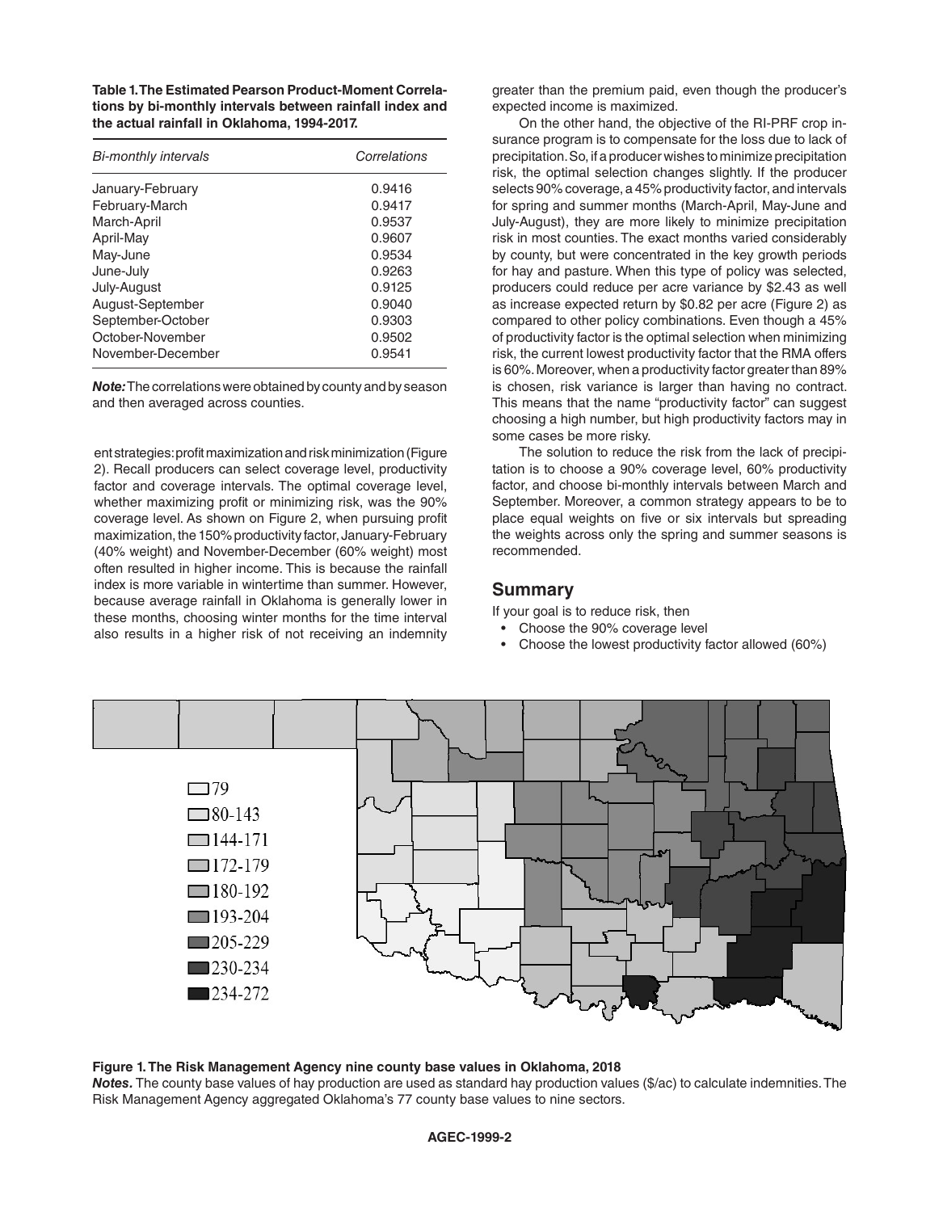**Table 1. The Estimated Pearson Product-Moment Correlations by bi-monthly intervals between rainfall index and the actual rainfall in Oklahoma, 1994-2017.**

| *Bi-monthly intervals* | *Correlations* |
|---|---|
| January-February | 0.9416 |
| February-March | 0.9417 |
| March-April | 0.9537 |
| April-May | 0.9607 |
| May-June | 0.9534 |
| June-July | 0.9263 |
| July-August | 0.9125 |
| August-September | 0.9040 |
| September-October | 0.9303 |
| October-November | 0.9502 |
| November-December | 0.9541 |

***Note:*** The correlations were obtained by county and by season and then averaged across counties.

ent strategies: profit maximization and risk minimization (Figure 2). Recall producers can select coverage level, productivity factor and coverage intervals. The optimal coverage level, whether maximizing profit or minimizing risk, was the 90% coverage level. As shown on Figure 2, when pursuing profit maximization, the 150% productivity factor, January-February (40% weight) and November-December (60% weight) most often resulted in higher income. This is because the rainfall index is more variable in wintertime than summer. However, because average rainfall in Oklahoma is generally lower in these months, choosing winter months for the time interval also results in a higher risk of not receiving an indemnity greater than the premium paid, even though the producer's expected income is maximized.

On the other hand, the objective of the RI-PRF crop insurance program is to compensate for the loss due to lack of precipitation. So, if a producer wishes to minimize precipitation risk, the optimal selection changes slightly. If the producer selects 90% coverage, a 45% productivity factor, and intervals for spring and summer months (March-April, May-June and July-August), they are more likely to minimize precipitation risk in most counties. The exact months varied considerably by county, but were concentrated in the key growth periods for hay and pasture. When this type of policy was selected, producers could reduce per acre variance by $2.43 as well as increase expected return by $0.82 per acre (Figure 2) as compared to other policy combinations. Even though a 45% of productivity factor is the optimal selection when minimizing risk, the current lowest productivity factor that the RMA offers is 60%. Moreover, when a productivity factor greater than 89% is chosen, risk variance is larger than having no contract. This means that the name "productivity factor" can suggest choosing a high number, but high productivity factors may in some cases be more risky.

The solution to reduce the risk from the lack of precipitation is to choose a 90% coverage level, 60% productivity factor, and choose bi-monthly intervals between March and September. Moreover, a common strategy appears to be to place equal weights on five or six intervals but spreading the weights across only the spring and summer seasons is recommended.

## Summary

If your goal is to reduce risk, then

- Choose the 90% coverage level
- Choose the lowest productivity factor allowed (60%)

**Figure 1. The Risk Management Agency nine county base values in Oklahoma, 2018**
***Notes.*** The county base values of hay production are used as standard hay production values ($/ac) to calculate indemnities. The Risk Management Agency aggregated Oklahoma's 77 county base values to nine sectors.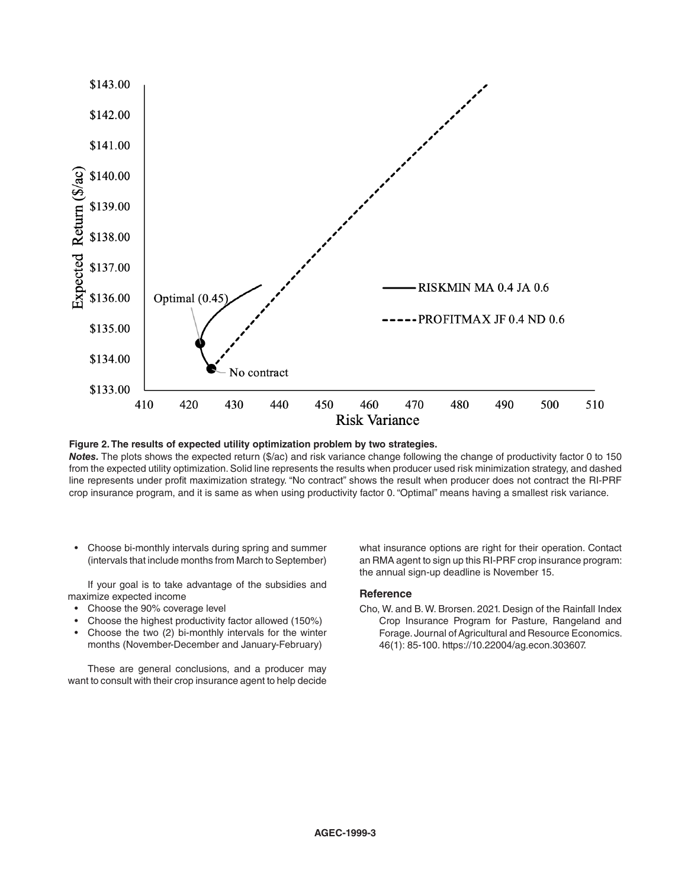**Figure 2. The results of expected utility optimization problem by two strategies.**

***Notes.*** The plots shows the expected return ($/ac) and risk variance change following the change of productivity factor 0 to 150 from the expected utility optimization. Solid line represents the results when producer used risk minimization strategy, and dashed line represents under profit maximization strategy. “No contract” shows the result when producer does not contract the RI-PRF crop insurance program, and it is same as when using productivity factor 0. “Optimal” means having a smallest risk variance.

- Choose bi-monthly intervals during spring and summer (intervals that include months from March to September)

If your goal is to take advantage of the subsidies and maximize expected income

- Choose the 90% coverage level
- Choose the highest productivity factor allowed (150%)
- Choose the two (2) bi-monthly intervals for the winter months (November-December and January-February)

These are general conclusions, and a producer may want to consult with their crop insurance agent to help decide what insurance options are right for their operation. Contact an RMA agent to sign up this RI-PRF crop insurance program: the annual sign-up deadline is November 15.

### Reference

Cho, W. and B. W. Brorsen. 2021. Design of the Rainfall Index Crop Insurance Program for Pasture, Rangeland and Forage. Journal of Agricultural and Resource Economics. 46(1): 85-100. https://10.22004/ag.econ.303607.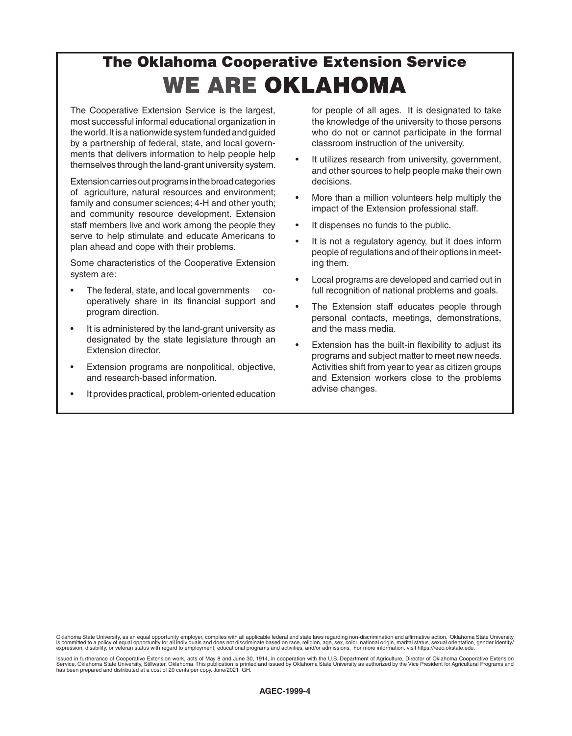## The Oklahoma Cooperative Extension Service

# WE ARE OKLAHOMA

The Cooperative Extension Service is the largest, most successful informal educational organization in the world. It is a nationwide system funded and guided by a partnership of federal, state, and local governments that delivers information to help people help themselves through the land-grant university system.

Extension carries out programs in the broad categories of agriculture, natural resources and environment; family and consumer sciences; 4-H and other youth; and community resource development. Extension staff members live and work among the people they serve to help stimulate and educate Americans to plan ahead and cope with their problems.

Some characteristics of the Cooperative Extension system are:

- The federal, state, and local governments cooperatively share in its financial support and program direction.
- It is administered by the land-grant university as designated by the state legislature through an Extension director.
- Extension programs are nonpolitical, objective, and research-based information.
- It provides practical, problem-oriented education for people of all ages. It is designated to take the knowledge of the university to those persons who do not or cannot participate in the formal classroom instruction of the university.
- It utilizes research from university, government, and other sources to help people make their own decisions.
- More than a million volunteers help multiply the impact of the Extension professional staff.
- It dispenses no funds to the public.
- It is not a regulatory agency, but it does inform people of regulations and of their options in meeting them.
- Local programs are developed and carried out in full recognition of national problems and goals.
- The Extension staff educates people through personal contacts, meetings, demonstrations, and the mass media.
- Extension has the built-in flexibility to adjust its programs and subject matter to meet new needs. Activities shift from year to year as citizen groups and Extension workers close to the problems advise changes.

Oklahoma State University, as an equal opportunity employer, complies with all applicable federal and state laws regarding non-discrimination and affirmative action. Oklahoma State University is committed to a policy of equal opportunity for all individuals and does not discriminate based on race, religion, age, sex, color, national origin, marital status, sexual orientation, gender identity/expression, disability, or veteran status with regard to employment, educational programs and activities, and/or admissions. For more information, visit https:///eeo.okstate.edu.

Issued in furtherance of Cooperative Extension work, acts of May 8 and June 30, 1914, in cooperation with the U.S. Department of Agriculture, Director of Oklahoma Cooperative Extension Service, Oklahoma State University, Stillwater, Oklahoma. This publication is printed and issued by Oklahoma State University as authorized by the Vice President for Agricultural Programs and has been prepared and distributed at a cost of 20 cents per copy. June/2021 GH.

**AGEC-1999-4**